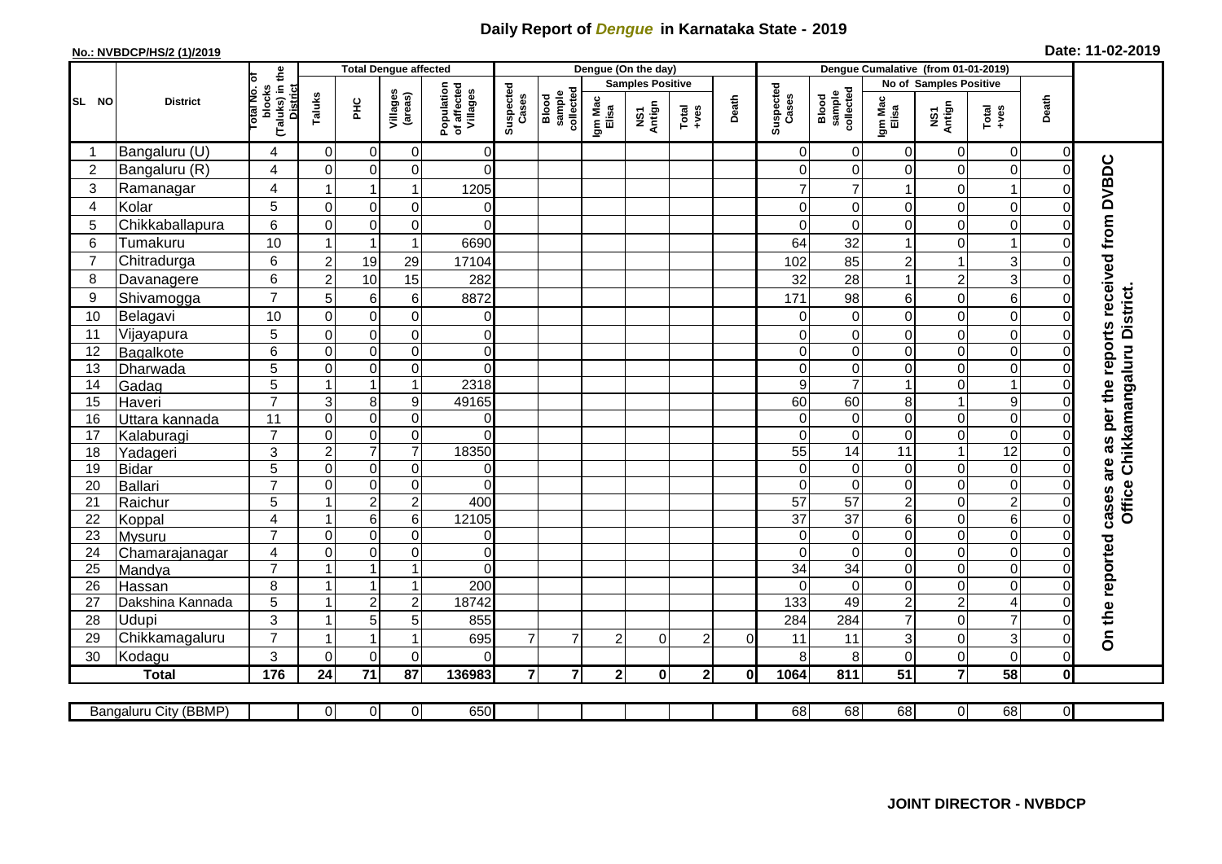# Daily Report of *Dengue* in Karnataka State - 2019

**No.: NVBDCP/HS/2 (1)/2019**

**Date: 11-02-2019**

| SL NO | District | Total No. of blocks (Taluks) in the District | Total Dengue affected | | | | Dengue (On the day) | | | | | | Dengue Cumalative (from 01-01-2019) | | | | | | |
|---|---|---|---|---|---|---|---|---|---|---|---|---|---|---|---|---|---|---|---|
| | | | Taluks | PHC | Villages (areas) | Population of affected Villages | Suspected Cases | Blood sample collected | Samples Positive | | | Death | Suspected Cases | Blood sample collected | No of Samples Positive | | | Death | |
| | | | | | | | | | Igm Mac Elisa | NS1 Antign | Total +ves | | | | Igm Mac Elisa | NS1 Antign | Total +ves | | |
| 1 | Bangaluru (U) | 4 | 0 | 0 | 0 | 0 | | | | | | | 0 | 0 | 0 | 0 | 0 | 0 | On the reported cases are as per the reports received from DVBDC Office Chikkamangaluru District. |
| 2 | Bangaluru (R) | 4 | 0 | 0 | 0 | 0 | | | | | | | 0 | 0 | 0 | 0 | 0 | 0 | |
| 3 | Ramanagar | 4 | 1 | 1 | 1 | 1205 | | | | | | | 7 | 7 | 1 | 0 | 1 | 0 | |
| 4 | Kolar | 5 | 0 | 0 | 0 | 0 | | | | | | | 0 | 0 | 0 | 0 | 0 | 0 | |
| 5 | Chikkaballapura | 6 | 0 | 0 | 0 | 0 | | | | | | | 0 | 0 | 0 | 0 | 0 | 0 | |
| 6 | Tumakuru | 10 | 1 | 1 | 1 | 6690 | | | | | | | 64 | 32 | 1 | 0 | 1 | 0 | |
| 7 | Chitradurga | 6 | 2 | 19 | 29 | 17104 | | | | | | | 102 | 85 | 2 | 1 | 3 | 0 | |
| 8 | Davanagere | 6 | 2 | 10 | 15 | 282 | | | | | | | 32 | 28 | 1 | 2 | 3 | 0 | |
| 9 | Shivamogga | 7 | 5 | 6 | 6 | 8872 | | | | | | | 171 | 98 | 6 | 0 | 6 | 0 | |
| 10 | Belagavi | 10 | 0 | 0 | 0 | 0 | | | | | | | 0 | 0 | 0 | 0 | 0 | 0 | |
| 11 | Vijayapura | 5 | 0 | 0 | 0 | 0 | | | | | | | 0 | 0 | 0 | 0 | 0 | 0 | |
| 12 | Bagalkote | 6 | 0 | 0 | 0 | 0 | | | | | | | 0 | 0 | 0 | 0 | 0 | 0 | |
| 13 | Dharwada | 5 | 0 | 0 | 0 | 0 | | | | | | | 0 | 0 | 0 | 0 | 0 | 0 | |
| 14 | Gadag | 5 | 1 | 1 | 1 | 2318 | | | | | | | 9 | 7 | 1 | 0 | 1 | 0 | |
| 15 | Haveri | 7 | 3 | 8 | 9 | 49165 | | | | | | | 60 | 60 | 8 | 1 | 9 | 0 | |
| 16 | Uttara kannada | 11 | 0 | 0 | 0 | 0 | | | | | | | 0 | 0 | 0 | 0 | 0 | 0 | |
| 17 | Kalaburagi | 7 | 0 | 0 | 0 | 0 | | | | | | | 0 | 0 | 0 | 0 | 0 | 0 | |
| 18 | Yadageri | 3 | 2 | 7 | 7 | 18350 | | | | | | | 55 | 14 | 11 | 1 | 12 | 0 | |
| 19 | Bidar | 5 | 0 | 0 | 0 | 0 | | | | | | | 0 | 0 | 0 | 0 | 0 | 0 | |
| 20 | Ballari | 7 | 0 | 0 | 0 | 0 | | | | | | | 0 | 0 | 0 | 0 | 0 | 0 | |
| 21 | Raichur | 5 | 1 | 2 | 2 | 400 | | | | | | | 57 | 57 | 2 | 0 | 2 | 0 | |
| 22 | Koppal | 4 | 1 | 6 | 6 | 12105 | | | | | | | 37 | 37 | 6 | 0 | 6 | 0 | |
| 23 | Mysuru | 7 | 0 | 0 | 0 | 0 | | | | | | | 0 | 0 | 0 | 0 | 0 | 0 | |
| 24 | Chamarajanagar | 4 | 0 | 0 | 0 | 0 | | | | | | | 0 | 0 | 0 | 0 | 0 | 0 | |
| 25 | Mandya | 7 | 1 | 1 | 1 | 0 | | | | | | | 34 | 34 | 0 | 0 | 0 | 0 | |
| 26 | Hassan | 8 | 1 | 1 | 1 | 200 | | | | | | | 0 | 0 | 0 | 0 | 0 | 0 | |
| 27 | Dakshina Kannada | 5 | 1 | 2 | 2 | 18742 | | | | | | | 133 | 49 | 2 | 2 | 4 | 0 | |
| 28 | Udupi | 3 | 1 | 5 | 5 | 855 | | | | | | | 284 | 284 | 7 | 0 | 7 | 0 | |
| 29 | Chikkamagaluru | 7 | 1 | 1 | 1 | 695 | 7 | 7 | 2 | 0 | 2 | 0 | 11 | 11 | 3 | 0 | 3 | 0 | |
| 30 | Kodagu | 3 | 0 | 0 | 0 | 0 | | | | | | | 8 | 8 | 0 | 0 | 0 | 0 | |
| **Total** | | **176** | **24** | **71** | **87** | **136983** | **7** | **7** | **2** | **0** | **2** | **0** | **1064** | **811** | **51** | **7** | **58** | **0** | |

| Bangaluru City (BBMP) | | 0 | 0 | 0 | 650 | | | | | | | 68 | 68 | 68 | 0 | 68 | 0 |
|---|---|---|---|---|---|---|---|---|---|---|---|---|---|---|---|---|---|

**JOINT DIRECTOR - NVBDCP**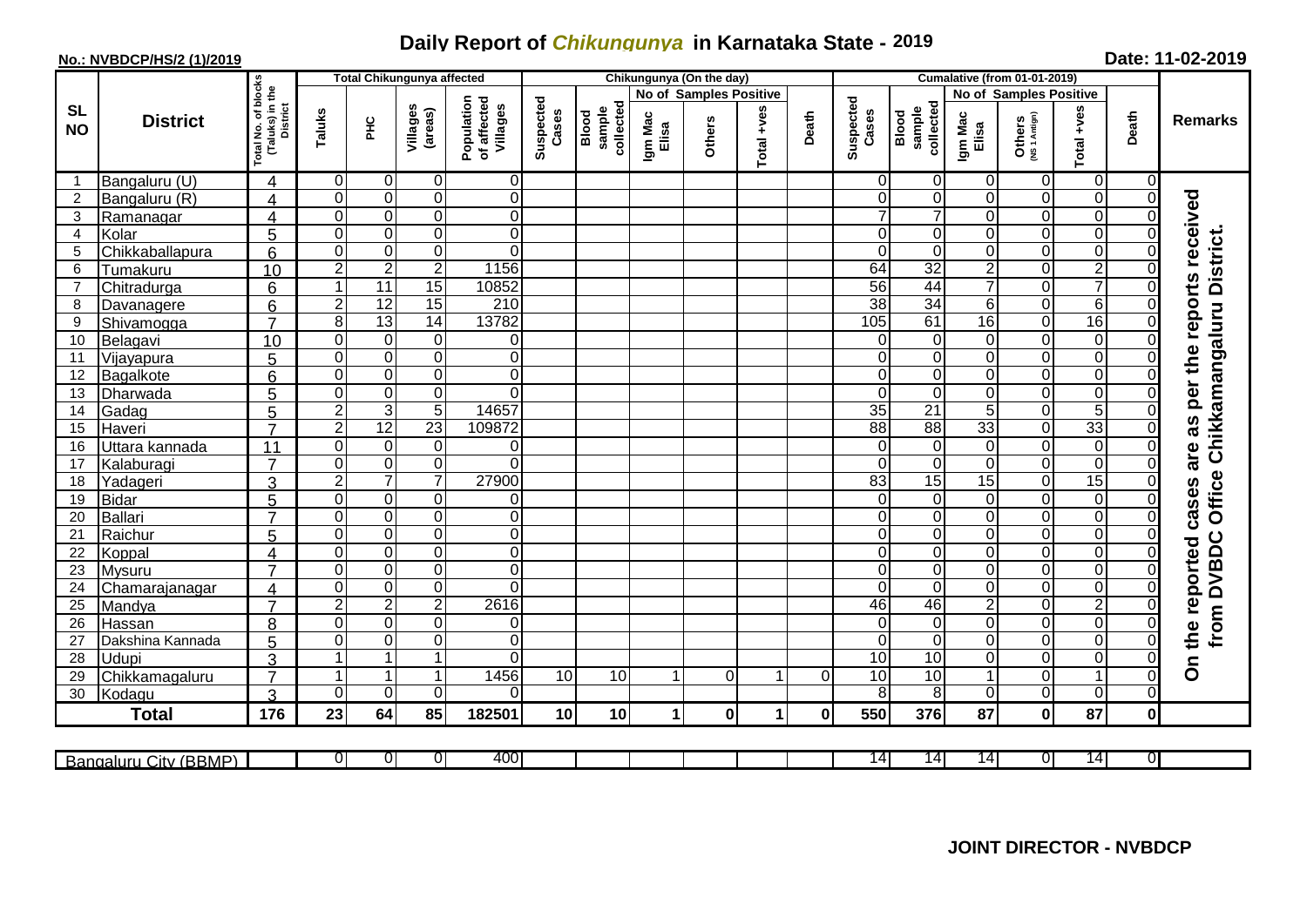# Daily Report of *Chikungunya* in Karnataka State - 2019

**No.: NVBDCP/HS/2 (1)/2019** **Date: 11-02-2019**

| SL NO | District | Total No. of blocks (Taluks) in the District | Total Chikungunya affected | | | | Chikungunya (On the day) | | | | | | | Cumalative (from 01-01-2019) | | | | | | | Remarks |
|---|---|---|---|---|---|---|---|---|---|---|---|---|---|---|---|---|---|---|---|---|---|
| | | | | | | | | | No of Samples Positive | | | | | | | No of Samples Positive | | | | | |
| | | | Taluks | PHC | Villages (areas) | Population of affected Villages | Suspected Cases | Blood sample collected | Igm Mac Elisa | Others | Total +ves | Death | Suspected Cases | Blood sample collected | Igm Mac Elisa | Others (NS 1 Antign) | Total +ves | Death | |
| 1 | Bangaluru (U) | 4 | 0 | 0 | 0 | 0 | | | | | | | 0 | 0 | 0 | 0 | 0 | 0 | On the reported cases are as per the reports received from DVBDC Office Chikkamangaluru District. |
| 2 | Bangaluru (R) | 4 | 0 | 0 | 0 | 0 | | | | | | | 0 | 0 | 0 | 0 | 0 | 0 | |
| 3 | Ramanagar | 4 | 0 | 0 | 0 | 0 | | | | | | | 7 | 7 | 0 | 0 | 0 | 0 | |
| 4 | Kolar | 5 | 0 | 0 | 0 | 0 | | | | | | | 0 | 0 | 0 | 0 | 0 | 0 | |
| 5 | Chikkaballapura | 6 | 0 | 0 | 0 | 0 | | | | | | | 0 | 0 | 0 | 0 | 0 | 0 | |
| 6 | Tumakuru | 10 | 2 | 2 | 2 | 1156 | | | | | | | 64 | 32 | 2 | 0 | 2 | 0 | |
| 7 | Chitradurga | 6 | 1 | 11 | 15 | 10852 | | | | | | | 56 | 44 | 7 | 0 | 7 | 0 | |
| 8 | Davanagere | 6 | 2 | 12 | 15 | 210 | | | | | | | 38 | 34 | 6 | 0 | 6 | 0 | |
| 9 | Shivamogga | 7 | 8 | 13 | 14 | 13782 | | | | | | | 105 | 61 | 16 | 0 | 16 | 0 | |
| 10 | Belagavi | 10 | 0 | 0 | 0 | 0 | | | | | | | 0 | 0 | 0 | 0 | 0 | 0 | |
| 11 | Vijayapura | 5 | 0 | 0 | 0 | 0 | | | | | | | 0 | 0 | 0 | 0 | 0 | 0 | |
| 12 | Bagalkote | 6 | 0 | 0 | 0 | 0 | | | | | | | 0 | 0 | 0 | 0 | 0 | 0 | |
| 13 | Dharwada | 5 | 0 | 0 | 0 | 0 | | | | | | | 0 | 0 | 0 | 0 | 0 | 0 | |
| 14 | Gadag | 5 | 2 | 3 | 5 | 14657 | | | | | | | 35 | 21 | 5 | 0 | 5 | 0 | |
| 15 | Haveri | 7 | 2 | 12 | 23 | 109872 | | | | | | | 88 | 88 | 33 | 0 | 33 | 0 | |
| 16 | Uttara kannada | 11 | 0 | 0 | 0 | 0 | | | | | | | 0 | 0 | 0 | 0 | 0 | 0 | |
| 17 | Kalaburagi | 7 | 0 | 0 | 0 | 0 | | | | | | | 0 | 0 | 0 | 0 | 0 | 0 | |
| 18 | Yadageri | 3 | 2 | 7 | 7 | 27900 | | | | | | | 83 | 15 | 15 | 0 | 15 | 0 | |
| 19 | Bidar | 5 | 0 | 0 | 0 | 0 | | | | | | | 0 | 0 | 0 | 0 | 0 | 0 | |
| 20 | Ballari | 7 | 0 | 0 | 0 | 0 | | | | | | | 0 | 0 | 0 | 0 | 0 | 0 | |
| 21 | Raichur | 5 | 0 | 0 | 0 | 0 | | | | | | | 0 | 0 | 0 | 0 | 0 | 0 | |
| 22 | Koppal | 4 | 0 | 0 | 0 | 0 | | | | | | | 0 | 0 | 0 | 0 | 0 | 0 | |
| 23 | Mysuru | 7 | 0 | 0 | 0 | 0 | | | | | | | 0 | 0 | 0 | 0 | 0 | 0 | |
| 24 | Chamarajanagar | 4 | 0 | 0 | 0 | 0 | | | | | | | 0 | 0 | 0 | 0 | 0 | 0 | |
| 25 | Mandya | 7 | 2 | 2 | 2 | 2616 | | | | | | | 46 | 46 | 2 | 0 | 2 | 0 | |
| 26 | Hassan | 8 | 0 | 0 | 0 | 0 | | | | | | | 0 | 0 | 0 | 0 | 0 | 0 | |
| 27 | Dakshina Kannada | 5 | 0 | 0 | 0 | 0 | | | | | | | 0 | 0 | 0 | 0 | 0 | 0 | |
| 28 | Udupi | 3 | 1 | 1 | 1 | 0 | | | | | | | 10 | 10 | 0 | 0 | 0 | 0 | |
| 29 | Chikkamagaluru | 7 | 1 | 1 | 1 | 1456 | 10 | 10 | 1 | 0 | 1 | 0 | 10 | 10 | 1 | 0 | 1 | 0 | |
| 30 | Kodagu | 3 | 0 | 0 | 0 | 0 | | | | | | | 8 | 8 | 0 | 0 | 0 | 0 | |
| | **Total** | **176** | **23** | **64** | **85** | **182501** | **10** | **10** | **1** | **0** | **1** | **0** | **550** | **376** | **87** | **0** | **87** | **0** | |

| | | | | | | | | | | | | | | | | | | | |
|---|---|---|---|---|---|---|---|---|---|---|---|---|---|---|---|---|---|---|---|
| Bangaluru City (BBMP) | | 0 | 0 | 0 | 400 | | | | | | | 14 | 14 | 14 | 0 | 14 | 0 | |

**JOINT DIRECTOR - NVBDCP**